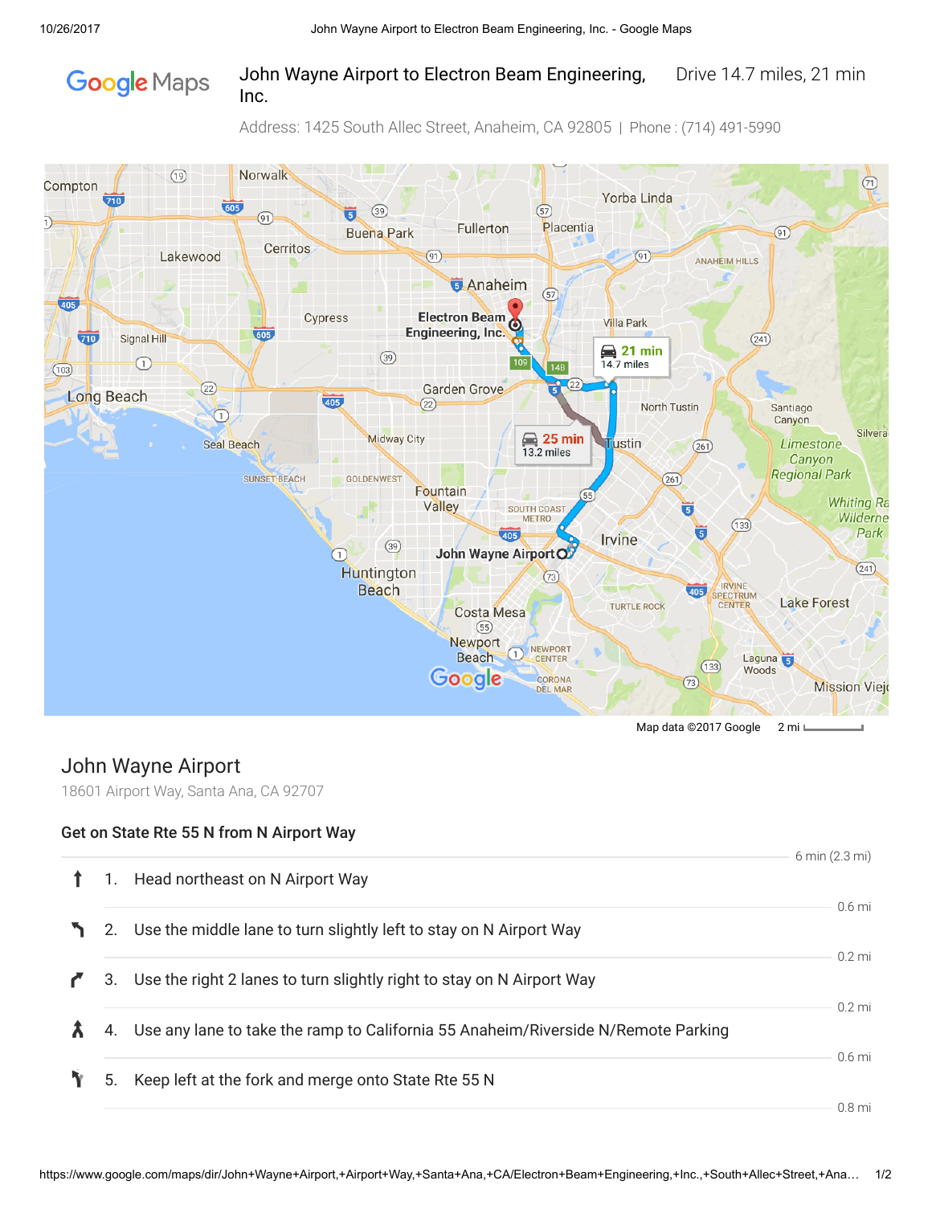Google Maps

# John Wayne Airport to Electron Beam Engineering, Inc.

Drive 14.7 miles, 21 min

Address: 1425 South Allec Street, Anaheim, CA 92805 | Phone : (714) 491-5990

Map data ©2017 Google    2 mi

## John Wayne Airport

18601 Airport Way, Santa Ana, CA 92707

### Get on State Rte 55 N from N Airport Way

6 min (2.3 mi)

1. Head northeast on N Airport Way

   0.6 mi

2. Use the middle lane to turn slightly left to stay on N Airport Way

   0.2 mi

3. Use the right 2 lanes to turn slightly right to stay on N Airport Way

   0.2 mi

4. Use any lane to take the ramp to California 55 Anaheim/Riverside N/Remote Parking

   0.6 mi

5. Keep left at the fork and merge onto State Rte 55 N

   0.8 mi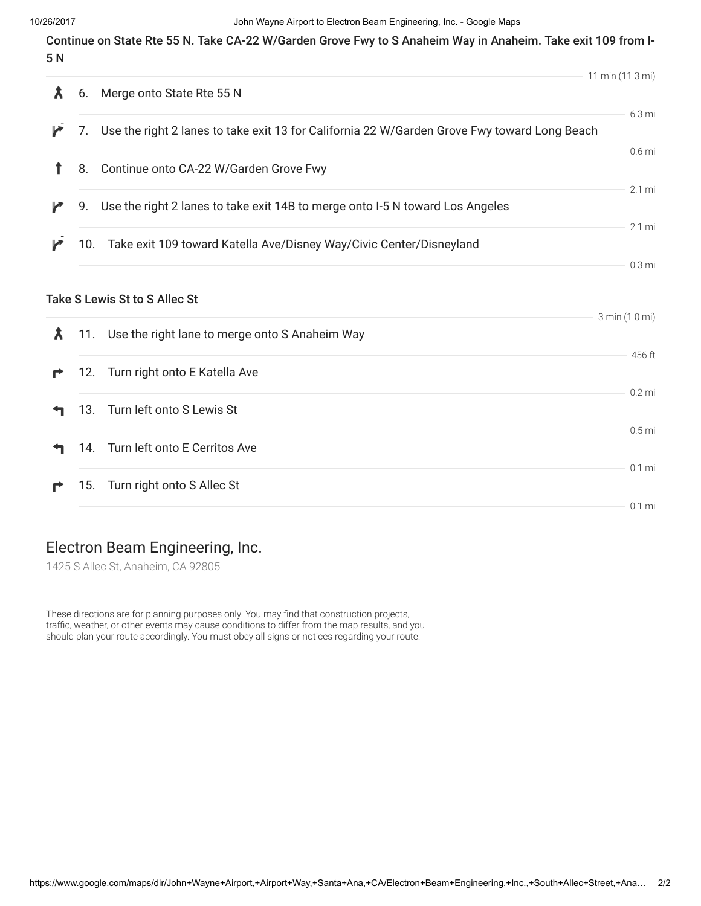**Continue on State Rte 55 N. Take CA-22 W/Garden Grove Fwy to S Anaheim Way in Anaheim. Take exit 109 from I-5 N**

11 min (11.3 mi)

6. Merge onto State Rte 55 N

   6.3 mi

7. Use the right 2 lanes to take exit 13 for California 22 W/Garden Grove Fwy toward Long Beach

   0.6 mi

8. Continue onto CA-22 W/Garden Grove Fwy

   2.1 mi

9. Use the right 2 lanes to take exit 14B to merge onto I-5 N toward Los Angeles

   2.1 mi

10. Take exit 109 toward Katella Ave/Disney Way/Civic Center/Disneyland

    0.3 mi

**Take S Lewis St to S Allec St**

3 min (1.0 mi)

11. Use the right lane to merge onto S Anaheim Way

    456 ft

12. Turn right onto E Katella Ave

    0.2 mi

13. Turn left onto S Lewis St

    0.5 mi

14. Turn left onto E Cerritos Ave

    0.1 mi

15. Turn right onto S Allec St

    0.1 mi

## Electron Beam Engineering, Inc.

1425 S Allec St, Anaheim, CA 92805

These directions are for planning purposes only. You may find that construction projects, traffic, weather, or other events may cause conditions to differ from the map results, and you should plan your route accordingly. You must obey all signs or notices regarding your route.